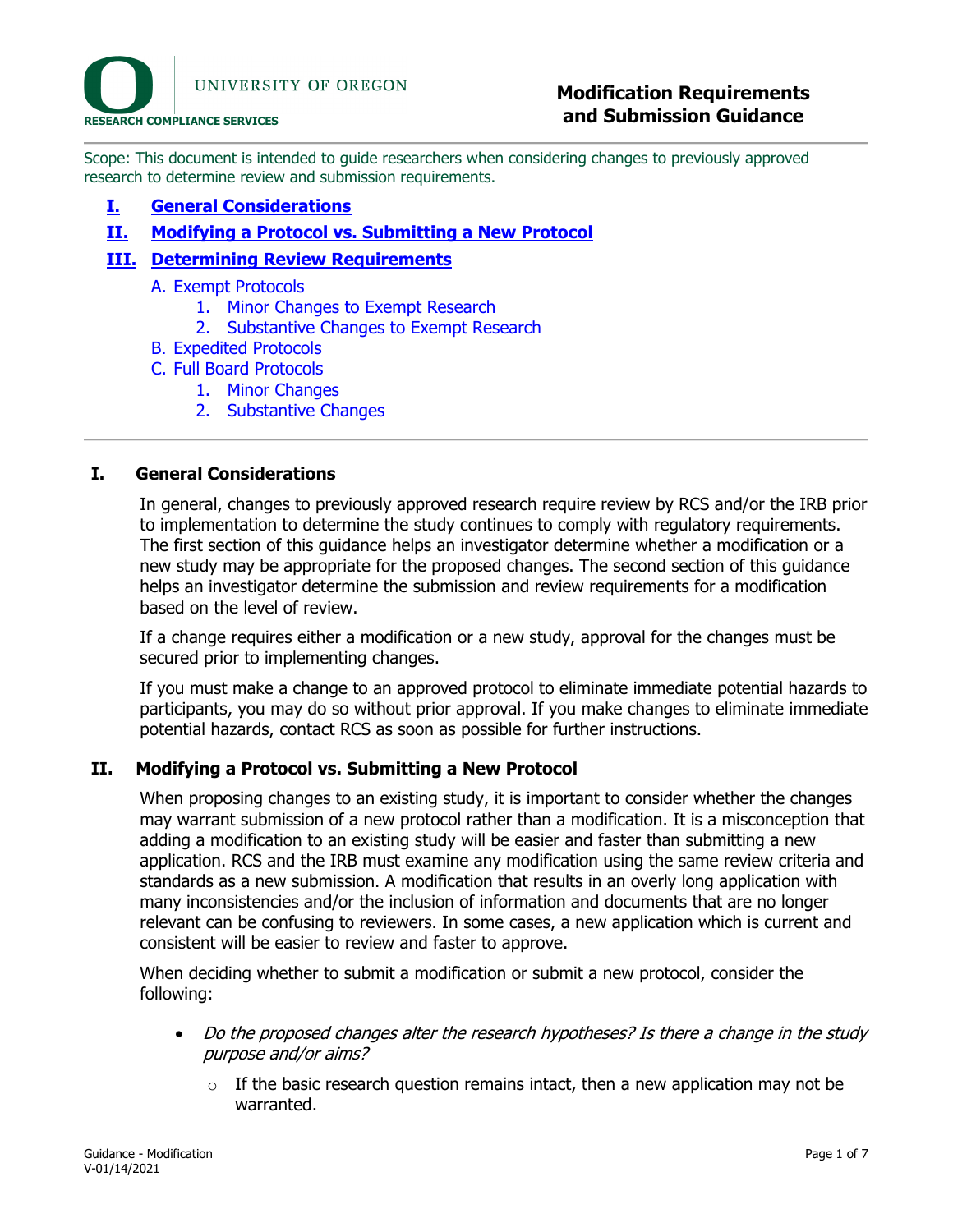UNIVERSITY OF OREGON

RESEARCH COMPLIANCE SERVICES

# Modification Requirements and Submission Guidance

Scope: This document is intended to guide researchers when considering changes to previously approved research to determine review and submission requirements.

- **I. General Considerations**
- **II. Modifying a Protocol vs. Submitting a New Protocol**
- **III. Determining Review Requirements**
  - A. Exempt Protocols
    1. Minor Changes to Exempt Research
    2. Substantive Changes to Exempt Research
  - B. Expedited Protocols
  - C. Full Board Protocols
    1. Minor Changes
    2. Substantive Changes

## I. General Considerations

In general, changes to previously approved research require review by RCS and/or the IRB prior to implementation to determine the study continues to comply with regulatory requirements. The first section of this guidance helps an investigator determine whether a modification or a new study may be appropriate for the proposed changes. The second section of this guidance helps an investigator determine the submission and review requirements for a modification based on the level of review.

If a change requires either a modification or a new study, approval for the changes must be secured prior to implementing changes.

If you must make a change to an approved protocol to eliminate immediate potential hazards to participants, you may do so without prior approval. If you make changes to eliminate immediate potential hazards, contact RCS as soon as possible for further instructions.

## II. Modifying a Protocol vs. Submitting a New Protocol

When proposing changes to an existing study, it is important to consider whether the changes may warrant submission of a new protocol rather than a modification. It is a misconception that adding a modification to an existing study will be easier and faster than submitting a new application. RCS and the IRB must examine any modification using the same review criteria and standards as a new submission. A modification that results in an overly long application with many inconsistencies and/or the inclusion of information and documents that are no longer relevant can be confusing to reviewers. In some cases, a new application which is current and consistent will be easier to review and faster to approve.

When deciding whether to submit a modification or submit a new protocol, consider the following:

- *Do the proposed changes alter the research hypotheses? Is there a change in the study purpose and/or aims?*
  - If the basic research question remains intact, then a new application may not be warranted.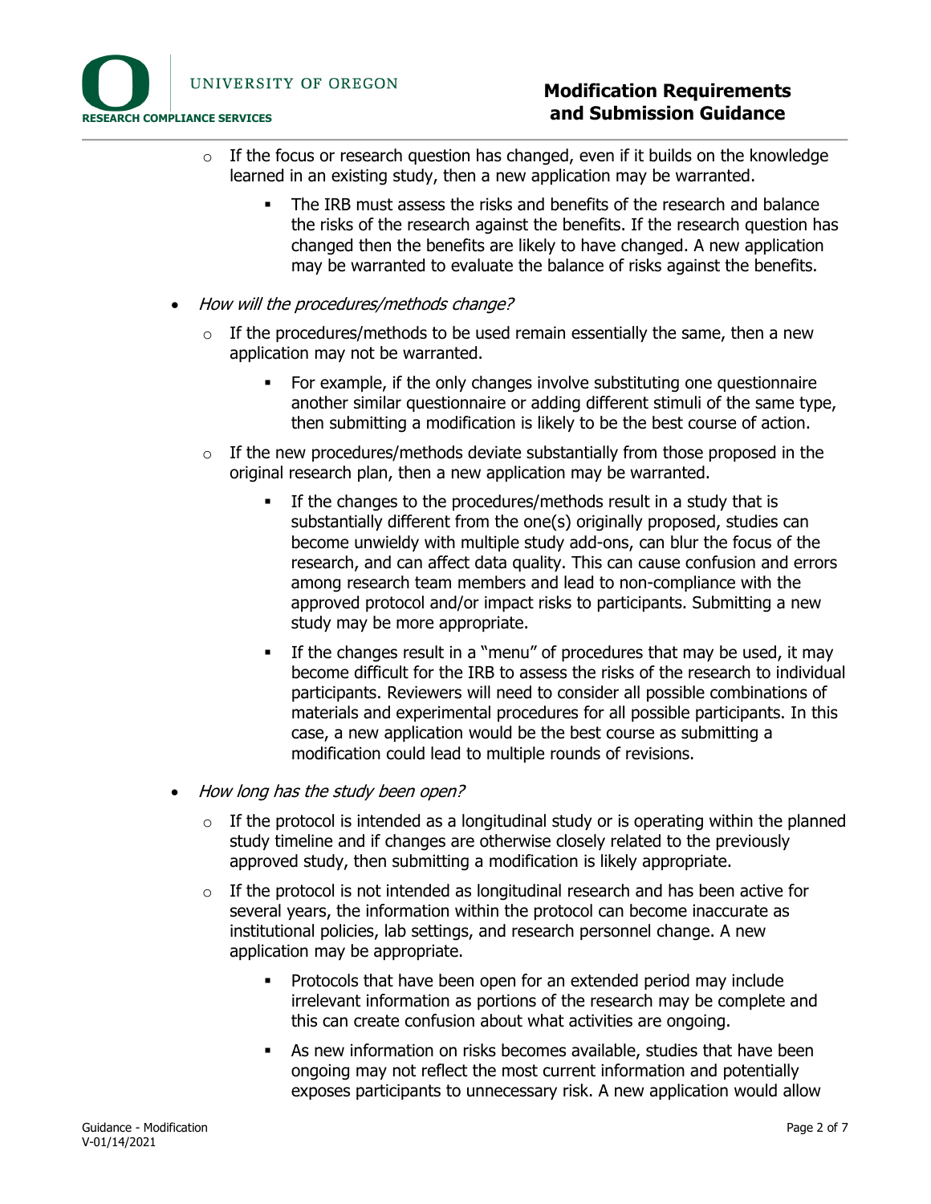- If the focus or research question has changed, even if it builds on the knowledge learned in an existing study, then a new application may be warranted.
     - The IRB must assess the risks and benefits of the research and balance the risks of the research against the benefits. If the research question has changed then the benefits are likely to have changed. A new application may be warranted to evaluate the balance of risks against the benefits.

- *How will the procedures/methods change?*
   - If the procedures/methods to be used remain essentially the same, then a new application may not be warranted.
     - For example, if the only changes involve substituting one questionnaire another similar questionnaire or adding different stimuli of the same type, then submitting a modification is likely to be the best course of action.
   - If the new procedures/methods deviate substantially from those proposed in the original research plan, then a new application may be warranted.
     - If the changes to the procedures/methods result in a study that is substantially different from the one(s) originally proposed, studies can become unwieldy with multiple study add-ons, can blur the focus of the research, and can affect data quality. This can cause confusion and errors among research team members and lead to non-compliance with the approved protocol and/or impact risks to participants. Submitting a new study may be more appropriate.
     - If the changes result in a "menu" of procedures that may be used, it may become difficult for the IRB to assess the risks of the research to individual participants. Reviewers will need to consider all possible combinations of materials and experimental procedures for all possible participants. In this case, a new application would be the best course as submitting a modification could lead to multiple rounds of revisions.

- *How long has the study been open?*
   - If the protocol is intended as a longitudinal study or is operating within the planned study timeline and if changes are otherwise closely related to the previously approved study, then submitting a modification is likely appropriate.
   - If the protocol is not intended as longitudinal research and has been active for several years, the information within the protocol can become inaccurate as institutional policies, lab settings, and research personnel change. A new application may be appropriate.
     - Protocols that have been open for an extended period may include irrelevant information as portions of the research may be complete and this can create confusion about what activities are ongoing.
     - As new information on risks becomes available, studies that have been ongoing may not reflect the most current information and potentially exposes participants to unnecessary risk. A new application would allow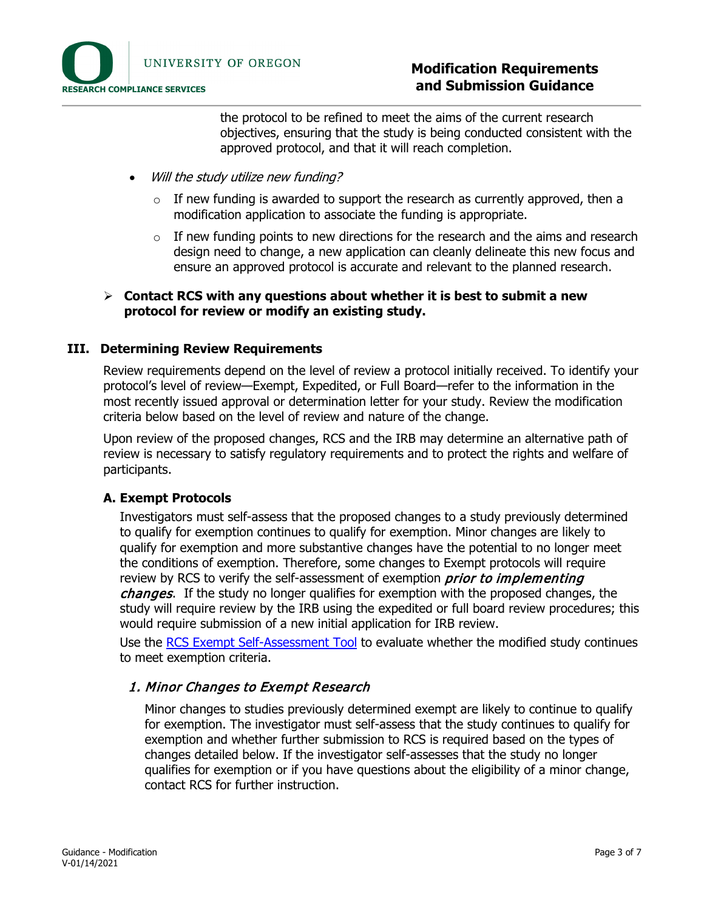the protocol to be refined to meet the aims of the current research objectives, ensuring that the study is being conducted consistent with the approved protocol, and that it will reach completion.

- *Will the study utilize new funding?*
  - If new funding is awarded to support the research as currently approved, then a modification application to associate the funding is appropriate.
  - If new funding points to new directions for the research and the aims and research design need to change, a new application can cleanly delineate this new focus and ensure an approved protocol is accurate and relevant to the planned research.

> **Contact RCS with any questions about whether it is best to submit a new protocol for review or modify an existing study.**

## III. Determining Review Requirements

Review requirements depend on the level of review a protocol initially received. To identify your protocol's level of review—Exempt, Expedited, or Full Board—refer to the information in the most recently issued approval or determination letter for your study. Review the modification criteria below based on the level of review and nature of the change.

Upon review of the proposed changes, RCS and the IRB may determine an alternative path of review is necessary to satisfy regulatory requirements and to protect the rights and welfare of participants.

### A. Exempt Protocols

Investigators must self-assess that the proposed changes to a study previously determined to qualify for exemption continues to qualify for exemption. Minor changes are likely to qualify for exemption and more substantive changes have the potential to no longer meet the conditions of exemption. Therefore, some changes to Exempt protocols will require review by RCS to verify the self-assessment of exemption ***prior to implementing changes***. If the study no longer qualifies for exemption with the proposed changes, the study will require review by the IRB using the expedited or full board review procedures; this would require submission of a new initial application for IRB review.

Use the [RCS Exempt Self-Assessment Tool] to evaluate whether the modified study continues to meet exemption criteria.

#### *1. Minor Changes to Exempt Research*

Minor changes to studies previously determined exempt are likely to continue to qualify for exemption. The investigator must self-assess that the study continues to qualify for exemption and whether further submission to RCS is required based on the types of changes detailed below. If the investigator self-assesses that the study no longer qualifies for exemption or if you have questions about the eligibility of a minor change, contact RCS for further instruction.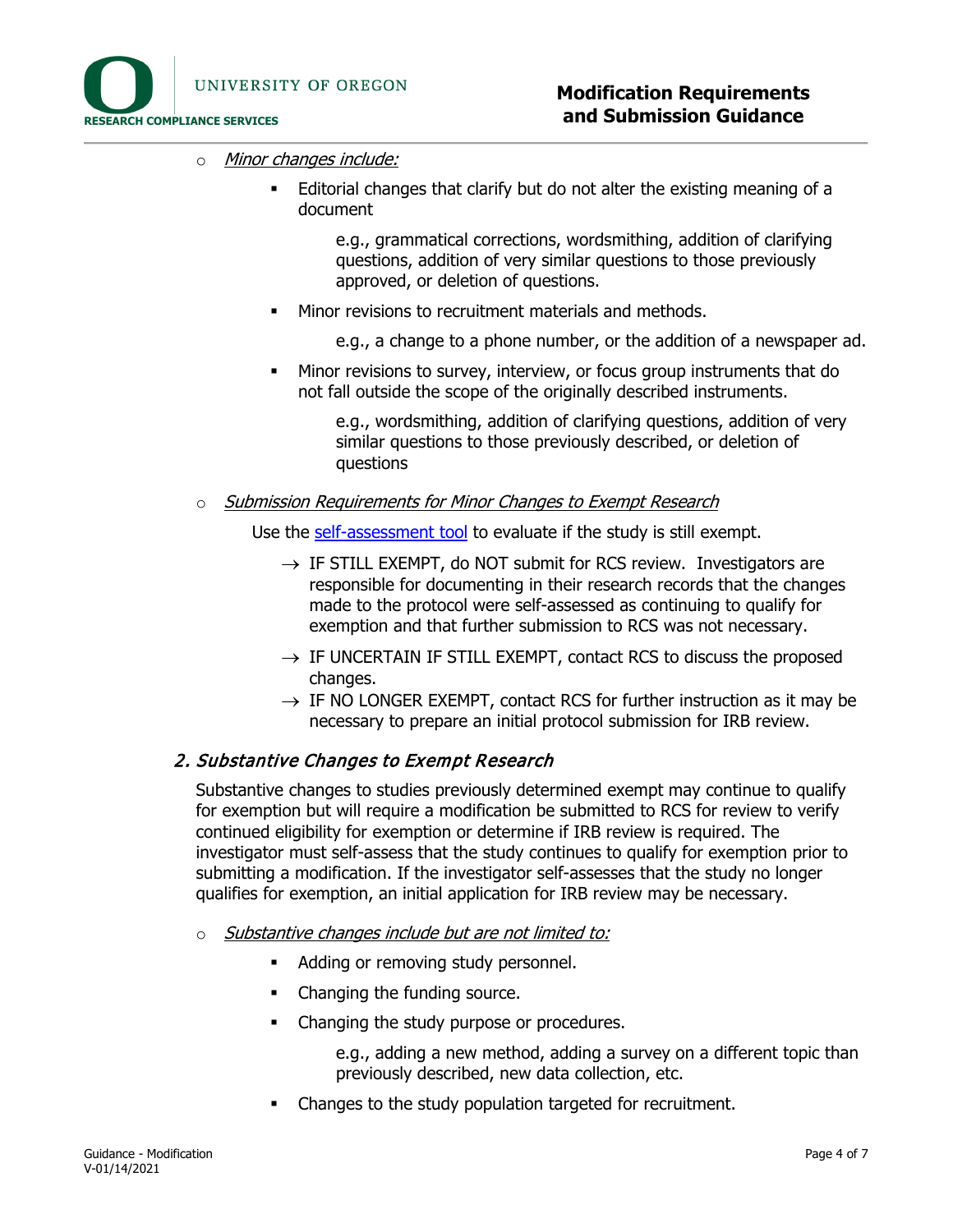- *Minor changes include:*
  - Editorial changes that clarify but do not alter the existing meaning of a document

    e.g., grammatical corrections, wordsmithing, addition of clarifying questions, addition of very similar questions to those previously approved, or deletion of questions.

  - Minor revisions to recruitment materials and methods.

    e.g., a change to a phone number, or the addition of a newspaper ad.

  - Minor revisions to survey, interview, or focus group instruments that do not fall outside the scope of the originally described instruments.

    e.g., wordsmithing, addition of clarifying questions, addition of very similar questions to those previously described, or deletion of questions

- *Submission Requirements for Minor Changes to Exempt Research*

  Use the [self-assessment tool]() to evaluate if the study is still exempt.

  → IF STILL EXEMPT, do NOT submit for RCS review. Investigators are responsible for documenting in their research records that the changes made to the protocol were self-assessed as continuing to qualify for exemption and that further submission to RCS was not necessary.

  → IF UNCERTAIN IF STILL EXEMPT, contact RCS to discuss the proposed changes.

  → IF NO LONGER EXEMPT, contact RCS for further instruction as it may be necessary to prepare an initial protocol submission for IRB review.

## *2. Substantive Changes to Exempt Research*

Substantive changes to studies previously determined exempt may continue to qualify for exemption but will require a modification be submitted to RCS for review to verify continued eligibility for exemption or determine if IRB review is required. The investigator must self-assess that the study continues to qualify for exemption prior to submitting a modification. If the investigator self-assesses that the study no longer qualifies for exemption, an initial application for IRB review may be necessary.

- *Substantive changes include but are not limited to:*
  - Adding or removing study personnel.
  - Changing the funding source.
  - Changing the study purpose or procedures.

    e.g., adding a new method, adding a survey on a different topic than previously described, new data collection, etc.

  - Changes to the study population targeted for recruitment.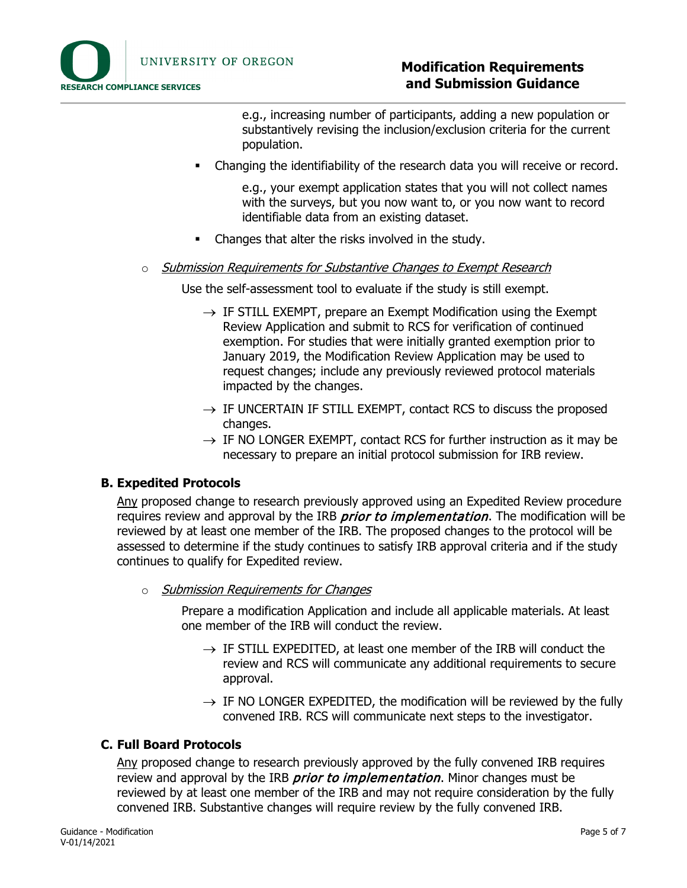e.g., increasing number of participants, adding a new population or substantively revising the inclusion/exclusion criteria for the current population.

- Changing the identifiability of the research data you will receive or record.

  e.g., your exempt application states that you will not collect names with the surveys, but you now want to, or you now want to record identifiable data from an existing dataset.

- Changes that alter the risks involved in the study.

- *Submission Requirements for Substantive Changes to Exempt Research*

  Use the self-assessment tool to evaluate if the study is still exempt.

  → IF STILL EXEMPT, prepare an Exempt Modification using the Exempt Review Application and submit to RCS for verification of continued exemption. For studies that were initially granted exemption prior to January 2019, the Modification Review Application may be used to request changes; include any previously reviewed protocol materials impacted by the changes.

  → IF UNCERTAIN IF STILL EXEMPT, contact RCS to discuss the proposed changes.

  → IF NO LONGER EXEMPT, contact RCS for further instruction as it may be necessary to prepare an initial protocol submission for IRB review.

### B. Expedited Protocols

Any proposed change to research previously approved using an Expedited Review procedure requires review and approval by the IRB ***prior to implementation***. The modification will be reviewed by at least one member of the IRB. The proposed changes to the protocol will be assessed to determine if the study continues to satisfy IRB approval criteria and if the study continues to qualify for Expedited review.

- *Submission Requirements for Changes*

  Prepare a modification Application and include all applicable materials. At least one member of the IRB will conduct the review.

  → IF STILL EXPEDITED, at least one member of the IRB will conduct the review and RCS will communicate any additional requirements to secure approval.

  → IF NO LONGER EXPEDITED, the modification will be reviewed by the fully convened IRB. RCS will communicate next steps to the investigator.

### C. Full Board Protocols

Any proposed change to research previously approved by the fully convened IRB requires review and approval by the IRB ***prior to implementation***. Minor changes must be reviewed by at least one member of the IRB and may not require consideration by the fully convened IRB. Substantive changes will require review by the fully convened IRB.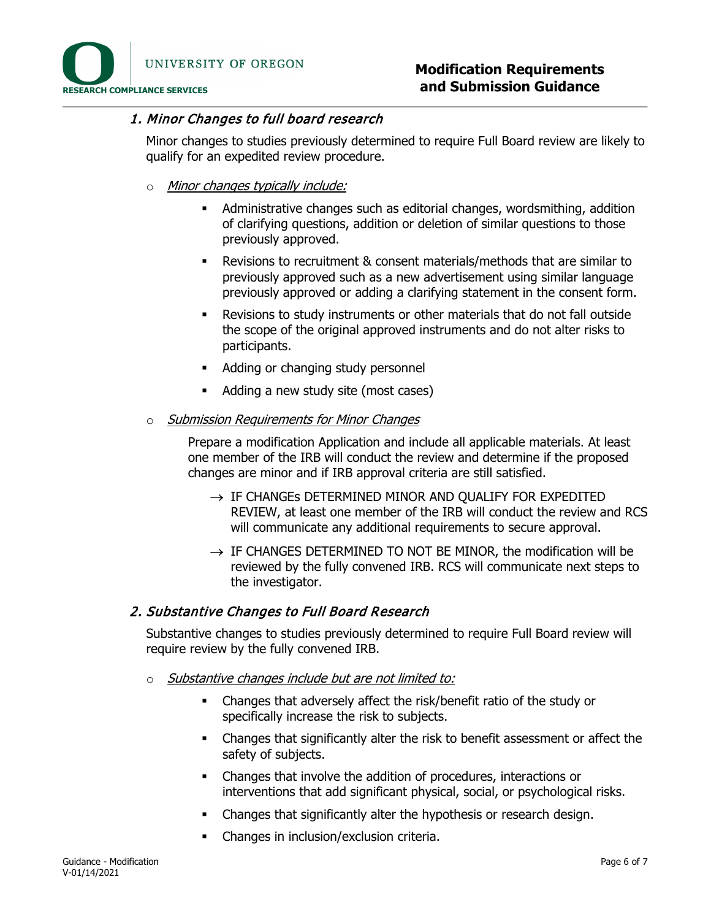## *1. Minor Changes to full board research*

Minor changes to studies previously determined to require Full Board review are likely to qualify for an expedited review procedure.

- *Minor changes typically include:*
  - Administrative changes such as editorial changes, wordsmithing, addition of clarifying questions, addition or deletion of similar questions to those previously approved.
  - Revisions to recruitment & consent materials/methods that are similar to previously approved such as a new advertisement using similar language previously approved or adding a clarifying statement in the consent form.
  - Revisions to study instruments or other materials that do not fall outside the scope of the original approved instruments and do not alter risks to participants.
  - Adding or changing study personnel
  - Adding a new study site (most cases)

- *Submission Requirements for Minor Changes*

  Prepare a modification Application and include all applicable materials. At least one member of the IRB will conduct the review and determine if the proposed changes are minor and if IRB approval criteria are still satisfied.

  → IF CHANGEs DETERMINED MINOR AND QUALIFY FOR EXPEDITED REVIEW, at least one member of the IRB will conduct the review and RCS will communicate any additional requirements to secure approval.

  → IF CHANGES DETERMINED TO NOT BE MINOR, the modification will be reviewed by the fully convened IRB. RCS will communicate next steps to the investigator.

## *2. Substantive Changes to Full Board Research*

Substantive changes to studies previously determined to require Full Board review will require review by the fully convened IRB.

- *Substantive changes include but are not limited to:*
  - Changes that adversely affect the risk/benefit ratio of the study or specifically increase the risk to subjects.
  - Changes that significantly alter the risk to benefit assessment or affect the safety of subjects.
  - Changes that involve the addition of procedures, interactions or interventions that add significant physical, social, or psychological risks.
  - Changes that significantly alter the hypothesis or research design.
  - Changes in inclusion/exclusion criteria.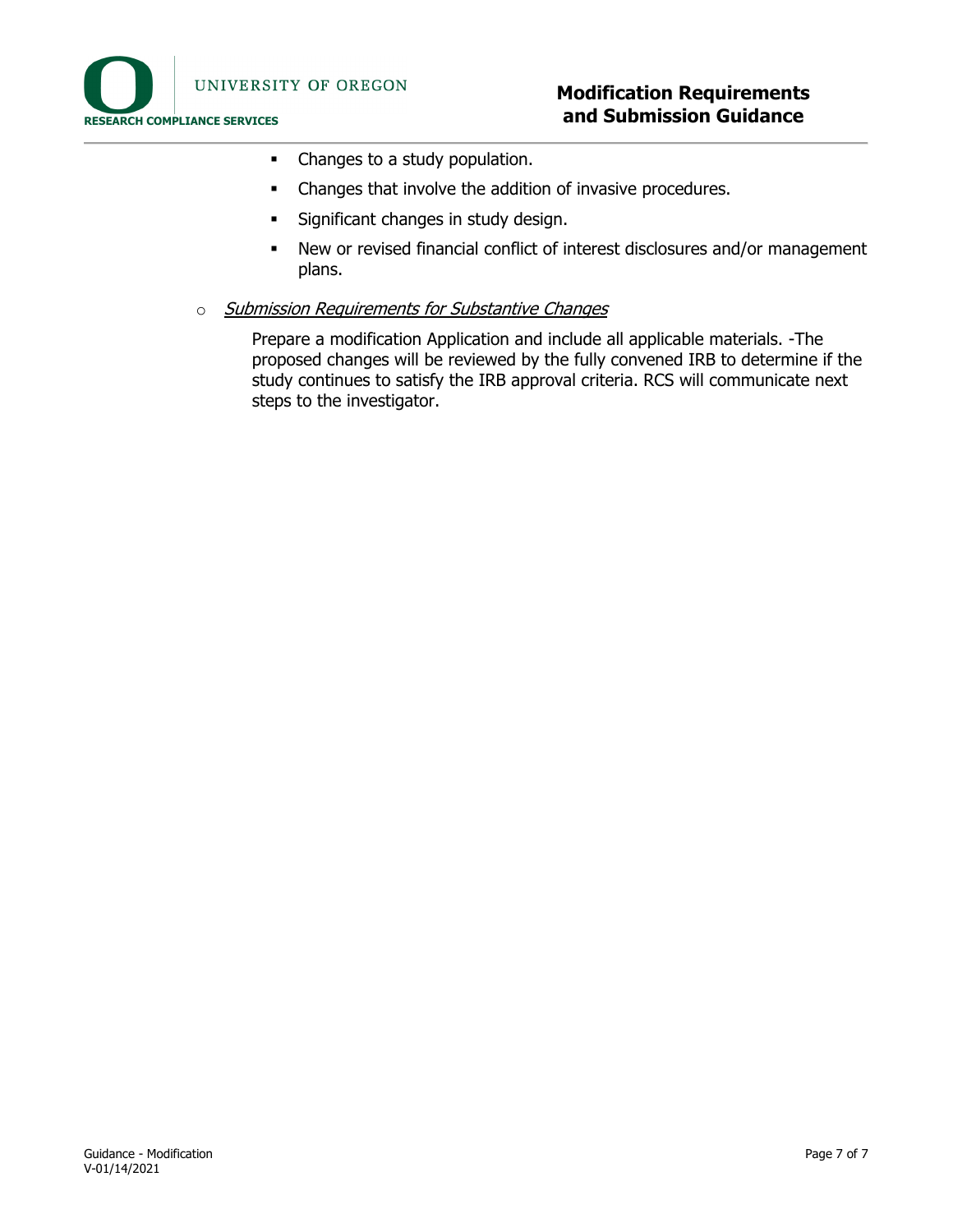- Changes to a study population.
- Changes that involve the addition of invasive procedures.
- Significant changes in study design.
- New or revised financial conflict of interest disclosures and/or management plans.

- *Submission Requirements for Substantive Changes*

  Prepare a modification Application and include all applicable materials. -The proposed changes will be reviewed by the fully convened IRB to determine if the study continues to satisfy the IRB approval criteria. RCS will communicate next steps to the investigator.